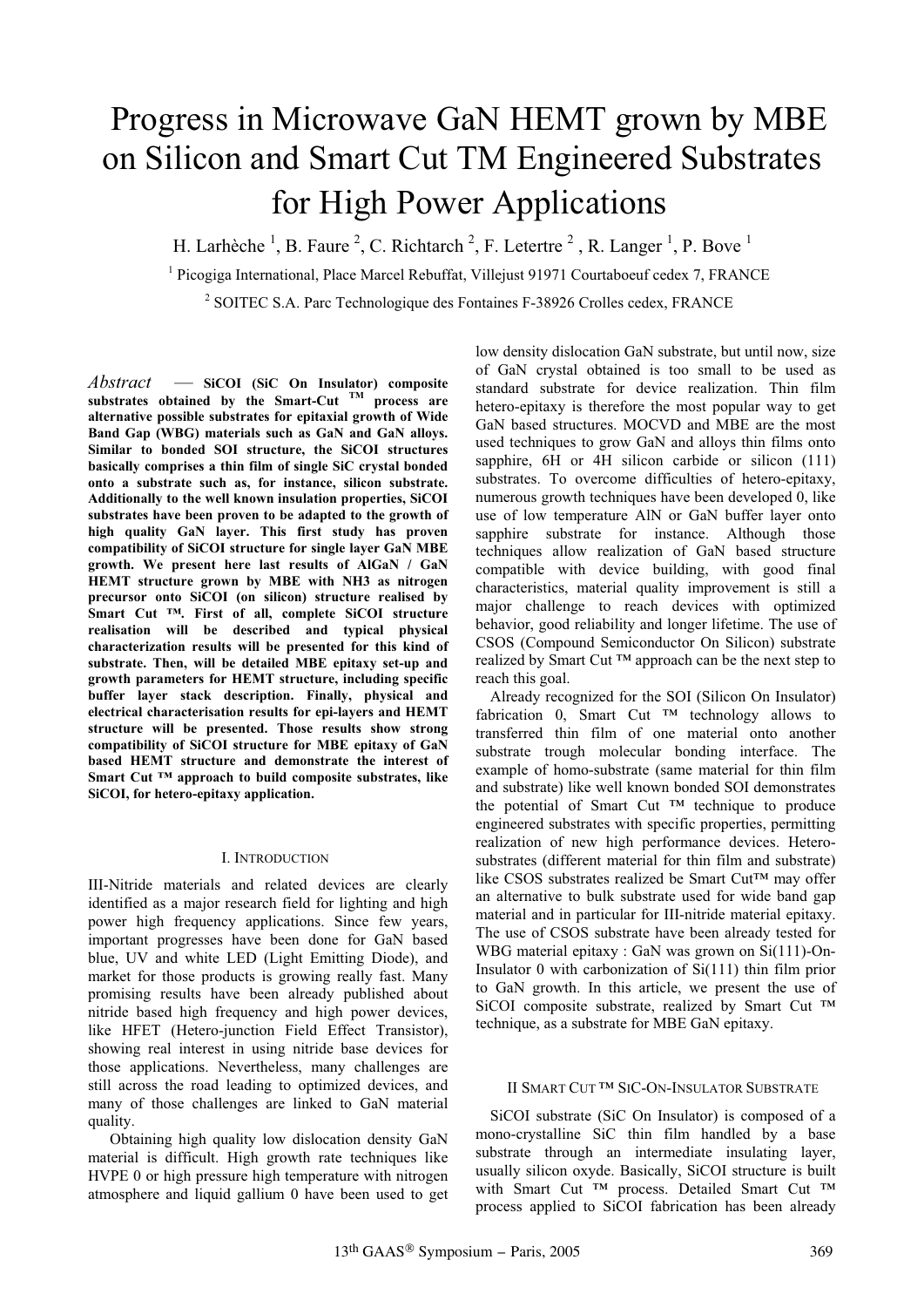# Progress in Microwave GaN HEMT grown by MBE on Silicon and Smart Cut TM Engineered Substrates for High Power Applications

H. Larhèche [1], B. Faure [2], C. Richtarch [2], F. Letertre [2], R. Langer [1], P. Bove [1]

[1] Picogiga International, Place Marcel Rebuffat, Villejust 91971 Courtaboeuf cedex 7, FRANCE

[2] SOITEC S.A. Parc Technologique des Fontaines F-38926 Crolles cedex, FRANCE

*Abstract* — **SiCOI (SiC On Insulator) composite substrates obtained by the Smart-Cut ™ process are alternative possible substrates for epitaxial growth of Wide Band Gap (WBG) materials such as GaN and GaN alloys. Similar to bonded SOI structure, the SiCOI structures basically comprises a thin film of single SiC crystal bonded onto a substrate such as, for instance, silicon substrate. Additionally to the well known insulation properties, SiCOI substrates have been proven to be adapted to the growth of high quality GaN layer. This first study has proven compatibility of SiCOI structure for single layer GaN MBE growth. We present here last results of AlGaN / GaN HEMT structure grown by MBE with NH3 as nitrogen precursor onto SiCOI (on silicon) structure realised by Smart Cut ™. First of all, complete SiCOI structure realisation will be described and typical physical characterization results will be presented for this kind of substrate. Then, will be detailed MBE epitaxy set-up and growth parameters for HEMT structure, including specific buffer layer stack description. Finally, physical and electrical characterisation results for epi-layers and HEMT structure will be presented. Those results show strong compatibility of SiCOI structure for MBE epitaxy of GaN based HEMT structure and demonstrate the interest of Smart Cut ™ approach to build composite substrates, like SiCOI, for hetero-epitaxy application.**

## I. Introduction

III-Nitride materials and related devices are clearly identified as a major research field for lighting and high power high frequency applications. Since few years, important progresses have been done for GaN based blue, UV and white LED (Light Emitting Diode), and market for those products is growing really fast. Many promising results have been already published about nitride based high frequency and high power devices, like HFET (Hetero-junction Field Effect Transistor), showing real interest in using nitride base devices for those applications. Nevertheless, many challenges are still across the road leading to optimized devices, and many of those challenges are linked to GaN material quality.

Obtaining high quality low dislocation density GaN material is difficult. High growth rate techniques like HVPE 0 or high pressure high temperature with nitrogen atmosphere and liquid gallium 0 have been used to get low density dislocation GaN substrate, but until now, size of GaN crystal obtained is too small to be used as standard substrate for device realization. Thin film hetero-epitaxy is therefore the most popular way to get GaN based structures. MOCVD and MBE are the most used techniques to grow GaN and alloys thin films onto sapphire, 6H or 4H silicon carbide or silicon (111) substrates. To overcome difficulties of hetero-epitaxy, numerous growth techniques have been developed 0, like use of low temperature AlN or GaN buffer layer onto sapphire substrate for instance. Although those techniques allow realization of GaN based structure compatible with device building, with good final characteristics, material quality improvement is still a major challenge to reach devices with optimized behavior, good reliability and longer lifetime. The use of CSOS (Compound Semiconductor On Silicon) substrate realized by Smart Cut ™ approach can be the next step to reach this goal.

Already recognized for the SOI (Silicon On Insulator) fabrication 0, Smart Cut ™ technology allows to transferred thin film of one material onto another substrate trough molecular bonding interface. The example of homo-substrate (same material for thin film and substrate) like well known bonded SOI demonstrates the potential of Smart Cut ™ technique to produce engineered substrates with specific properties, permitting realization of new high performance devices. Hetero-substrates (different material for thin film and substrate) like CSOS substrates realized be Smart Cut™ may offer an alternative to bulk substrate used for wide band gap material and in particular for III-nitride material epitaxy. The use of CSOS substrate have been already tested for WBG material epitaxy : GaN was grown on Si(111)-On-Insulator 0 with carbonization of Si(111) thin film prior to GaN growth. In this article, we present the use of SiCOI composite substrate, realized by Smart Cut ™ technique, as a substrate for MBE GaN epitaxy.

## II Smart Cut ™ SiC-On-Insulator Substrate

SiCOI substrate (SiC On Insulator) is composed of a mono-crystalline SiC thin film handled by a base substrate through an intermediate insulating layer, usually silicon oxyde. Basically, SiCOI structure is built with Smart Cut ™ process. Detailed Smart Cut ™ process applied to SiCOI fabrication has been already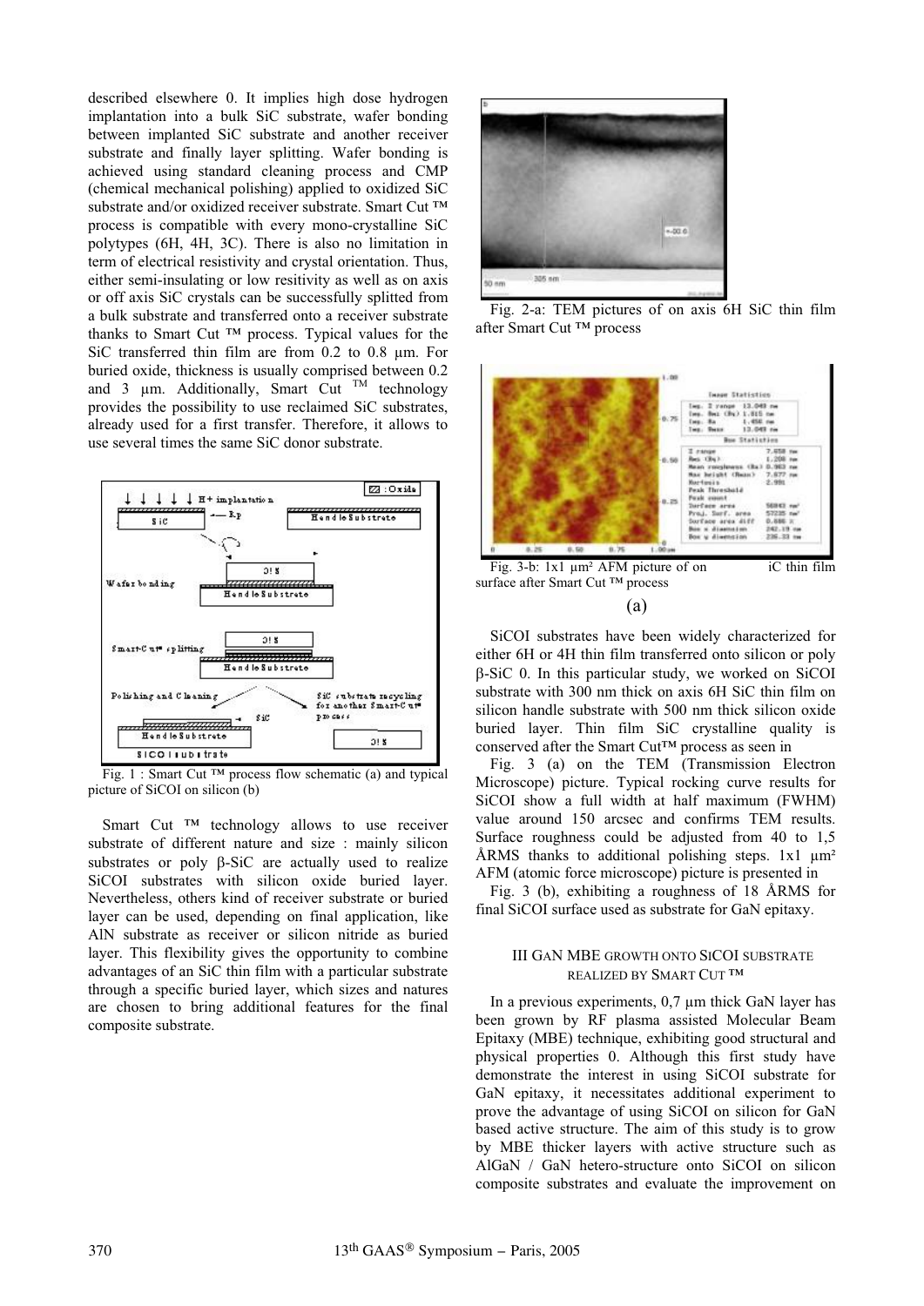described elsewhere 0. It implies high dose hydrogen implantation into a bulk SiC substrate, wafer bonding between implanted SiC substrate and another receiver substrate and finally layer splitting. Wafer bonding is achieved using standard cleaning process and CMP (chemical mechanical polishing) applied to oxidized SiC substrate and/or oxidized receiver substrate. Smart Cut ™ process is compatible with every mono-crystalline SiC polytypes (6H, 4H, 3C). There is also no limitation in term of electrical resistivity and crystal orientation. Thus, either semi-insulating or low resitivity as well as on axis or off axis SiC crystals can be successfully splitted from a bulk substrate and transferred onto a receiver substrate thanks to Smart Cut ™ process. Typical values for the SiC transferred thin film are from 0.2 to 0.8 µm. For buried oxide, thickness is usually comprised between 0.2 and 3 µm. Additionally, Smart Cut ™ technology provides the possibility to use reclaimed SiC substrates, already used for a first transfer. Therefore, it allows to use several times the same SiC donor substrate.

Fig. 1 : Smart Cut ™ process flow schematic (a) and typical picture of SiCOI on silicon (b)

Smart Cut ™ technology allows to use receiver substrate of different nature and size : mainly silicon substrates or poly β-SiC are actually used to realize SiCOI substrates with silicon oxide buried layer. Nevertheless, others kind of receiver substrate or buried layer can be used, depending on final application, like AlN substrate as receiver or silicon nitride as buried layer. This flexibility gives the opportunity to combine advantages of an SiC thin film with a particular substrate through a specific buried layer, which sizes and natures are chosen to bring additional features for the final composite substrate.

Fig. 2-a: TEM pictures of on axis 6H SiC thin film after Smart Cut ™ process

Fig. 3-b: 1x1 µm² AFM picture of on iC thin film surface after Smart Cut ™ process

(a)

SiCOI substrates have been widely characterized for either 6H or 4H thin film transferred onto silicon or poly β-SiC 0. In this particular study, we worked on SiCOI substrate with 300 nm thick on axis 6H SiC thin film on silicon handle substrate with 500 nm thick silicon oxide buried layer. Thin film SiC crystalline quality is conserved after the Smart Cut™ process as seen in

Fig. 3 (a) on the TEM (Transmission Electron Microscope) picture. Typical rocking curve results for SiCOI show a full width at half maximum (FWHM) value around 150 arcsec and confirms TEM results. Surface roughness could be adjusted from 40 to 1,5 ÅRMS thanks to additional polishing steps. 1x1 µm² AFM (atomic force microscope) picture is presented in

Fig. 3 (b), exhibiting a roughness of 18 ÅRMS for final SiCOI surface used as substrate for GaN epitaxy.

## III GaN MBE growth onto SiCOI substrate realized by Smart Cut ™

In a previous experiments, 0,7 µm thick GaN layer has been grown by RF plasma assisted Molecular Beam Epitaxy (MBE) technique, exhibiting good structural and physical properties 0. Although this first study have demonstrate the interest in using SiCOI substrate for GaN epitaxy, it necessitates additional experiment to prove the advantage of using SiCOI on silicon for GaN based active structure. The aim of this study is to grow by MBE thicker layers with active structure such as AlGaN / GaN hetero-structure onto SiCOI on silicon composite substrates and evaluate the improvement on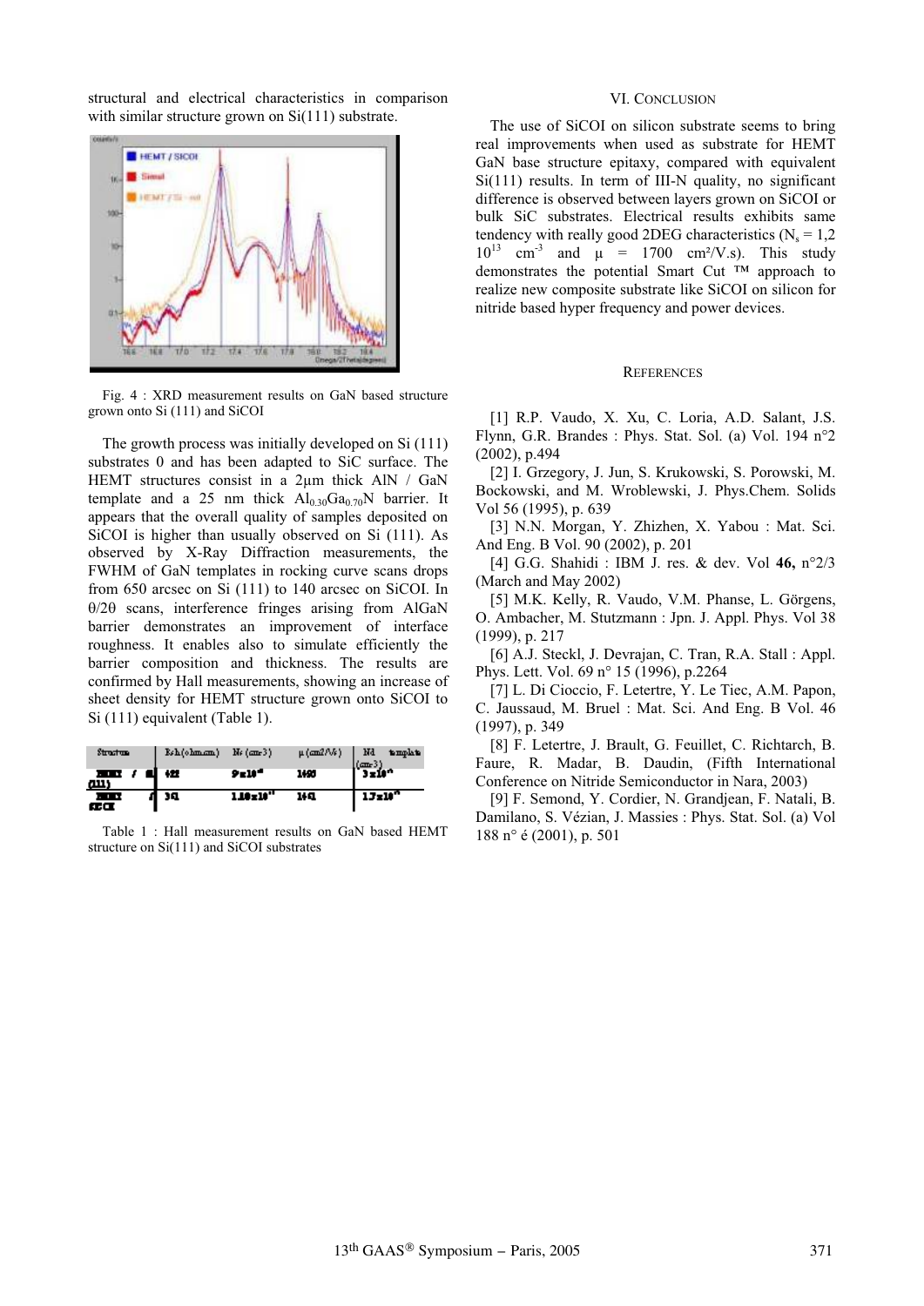structural and electrical characteristics in comparison with similar structure grown on Si(111) substrate.

counts/s

HEMT / SICOI

Simul

HEMT / Si - ref

1K

100

10

1

0.1

16.6 16.8 17.0 17.2 17.4 17.6 17.8 18.0 18.2 18.4

Omega/2Theta(degrees)

Fig. 4 : XRD measurement results on GaN based structure grown onto Si (111) and SiCOI

The growth process was initially developed on Si (111) substrates 0 and has been adapted to SiC surface. The HEMT structures consist in a 2µm thick AlN / GaN template and a 25 nm thick $Al_{0.30}Ga_{0.70}N$ barrier. It appears that the overall quality of samples deposited on SiCOI is higher than usually observed on Si (111). As observed by X-Ray Diffraction measurements, the FWHM of GaN templates in rocking curve scans drops from 650 arcsec on Si (111) to 140 arcsec on SiCOI. In θ/2θ scans, interference fringes arising from AlGaN barrier demonstrates an improvement of interface roughness. It enables also to simulate efficiently the barrier composition and thickness. The results are confirmed by Hall measurements, showing an increase of sheet density for HEMT structure grown onto SiCOI to Si (111) equivalent (Table 1).

| Structure | Rsh (ohm.cm) | Ns (cm-3) | µ (cm2/Vs) | Nd template (cm-3) |
|---|---|---|---|---|
| HEMT / Si (111) | 422 | $9 \times 10^{12}$ | 1480 | $3 \times 10^{16}$ |
| HEMT / SiCOI | 341 | $1.16 \times 10^{13}$ | 1641 | $1.7 \times 10^{17}$ |

Table 1 : Hall measurement results on GaN based HEMT structure on Si(111) and SiCOI substrates

## VI. Conclusion

The use of SiCOI on silicon substrate seems to bring real improvements when used as substrate for HEMT GaN base structure epitaxy, compared with equivalent Si(111) results. In term of III-N quality, no significant difference is observed between layers grown on SiCOI or bulk SiC substrates. Electrical results exhibits same tendency with really good 2DEG characteristics ($N_s$ = 1,2 $10^{13}$ $cm^{-3}$ and µ = 1700 cm²/V.s). This study demonstrates the potential Smart Cut ™ approach to realize new composite substrate like SiCOI on silicon for nitride based hyper frequency and power devices.

## References

[1] R.P. Vaudo, X. Xu, C. Loria, A.D. Salant, J.S. Flynn, G.R. Brandes : Phys. Stat. Sol. (a) Vol. 194 n°2 (2002), p.494

[2] I. Grzegory, J. Jun, S. Krukowski, S. Porowski, M. Bockowski, and M. Wroblewski, J. Phys.Chem. Solids Vol 56 (1995), p. 639

[3] N.N. Morgan, Y. Zhizhen, X. Yabou : Mat. Sci. And Eng. B Vol. 90 (2002), p. 201

[4] G.G. Shahidi : IBM J. res. & dev. Vol **46,** n°2/3 (March and May 2002)

[5] M.K. Kelly, R. Vaudo, V.M. Phanse, L. Görgens, O. Ambacher, M. Stutzmann : Jpn. J. Appl. Phys. Vol 38 (1999), p. 217

[6] A.J. Steckl, J. Devrajan, C. Tran, R.A. Stall : Appl. Phys. Lett. Vol. 69 n° 15 (1996), p.2264

[7] L. Di Cioccio, F. Letertre, Y. Le Tiec, A.M. Papon, C. Jaussaud, M. Bruel : Mat. Sci. And Eng. B Vol. 46 (1997), p. 349

[8] F. Letertre, J. Brault, G. Feuillet, C. Richtarch, B. Faure, R. Madar, B. Daudin, (Fifth International Conference on Nitride Semiconductor in Nara, 2003)

[9] F. Semond, Y. Cordier, N. Grandjean, F. Natali, B. Damilano, S. Vézian, J. Massies : Phys. Stat. Sol. (a) Vol 188 n° é (2001), p. 501